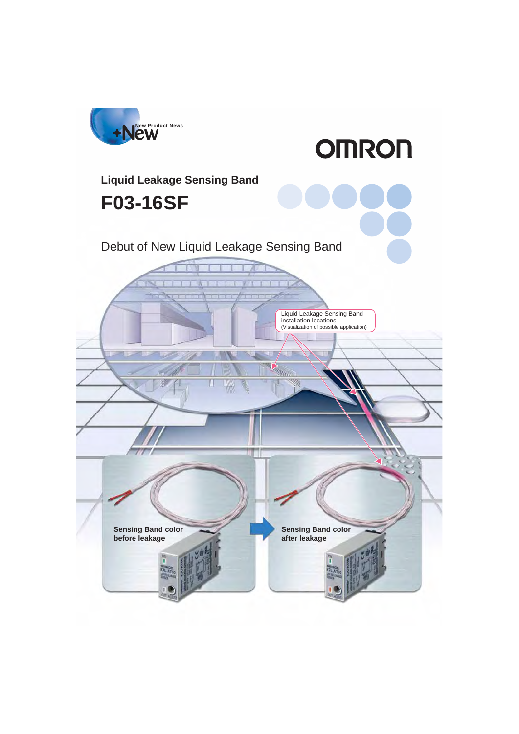New Product News

# Liquid Leakage Sensing Band

# F03-16SF

## Debut of New Liquid Leakage Sensing Band

Liquid Leakage Sensing Band installation locations
(Visualization of possible application)

**Sensing Band color before leakage**

**Sensing Band color after leakage**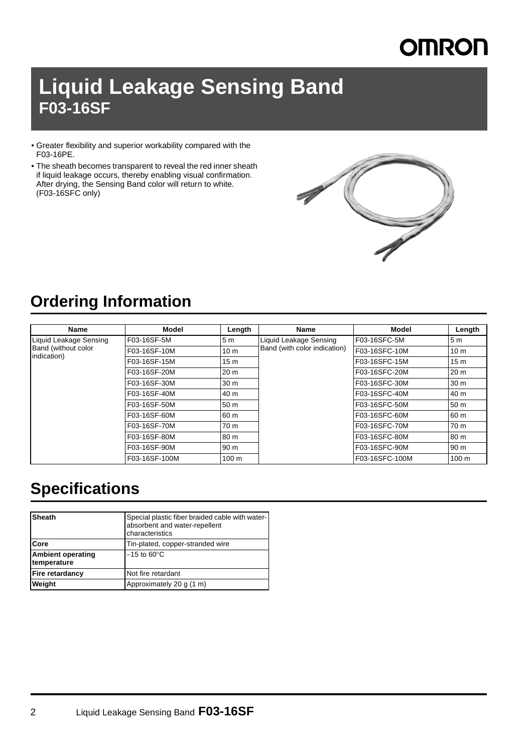# Liquid Leakage Sensing Band
## F03-16SF

- Greater flexibility and superior workability compared with the F03-16PE.
- The sheath becomes transparent to reveal the red inner sheath if liquid leakage occurs, thereby enabling visual confirmation. After drying, the Sensing Band color will return to white. (F03-16SFC only)

## Ordering Information

| Name | Model | Length | Name | Model | Length |
|---|---|---|---|---|---|
| Liquid Leakage Sensing Band (without color indication) | F03-16SF-5M | 5 m | Liquid Leakage Sensing Band (with color indication) | F03-16SFC-5M | 5 m |
| | F03-16SF-10M | 10 m | | F03-16SFC-10M | 10 m |
| | F03-16SF-15M | 15 m | | F03-16SFC-15M | 15 m |
| | F03-16SF-20M | 20 m | | F03-16SFC-20M | 20 m |
| | F03-16SF-30M | 30 m | | F03-16SFC-30M | 30 m |
| | F03-16SF-40M | 40 m | | F03-16SFC-40M | 40 m |
| | F03-16SF-50M | 50 m | | F03-16SFC-50M | 50 m |
| | F03-16SF-60M | 60 m | | F03-16SFC-60M | 60 m |
| | F03-16SF-70M | 70 m | | F03-16SFC-70M | 70 m |
| | F03-16SF-80M | 80 m | | F03-16SFC-80M | 80 m |
| | F03-16SF-90M | 90 m | | F03-16SFC-90M | 90 m |
| | F03-16SF-100M | 100 m | | F03-16SFC-100M | 100 m |

## Specifications

| | |
|---|---|
| **Sheath** | Special plastic fiber braided cable with water-absorbent and water-repellent characteristics |
| **Core** | Tin-plated, copper-stranded wire |
| **Ambient operating temperature** | −15 to 60°C |
| **Fire retardancy** | Not fire retardant |
| **Weight** | Approximately 20 g (1 m) |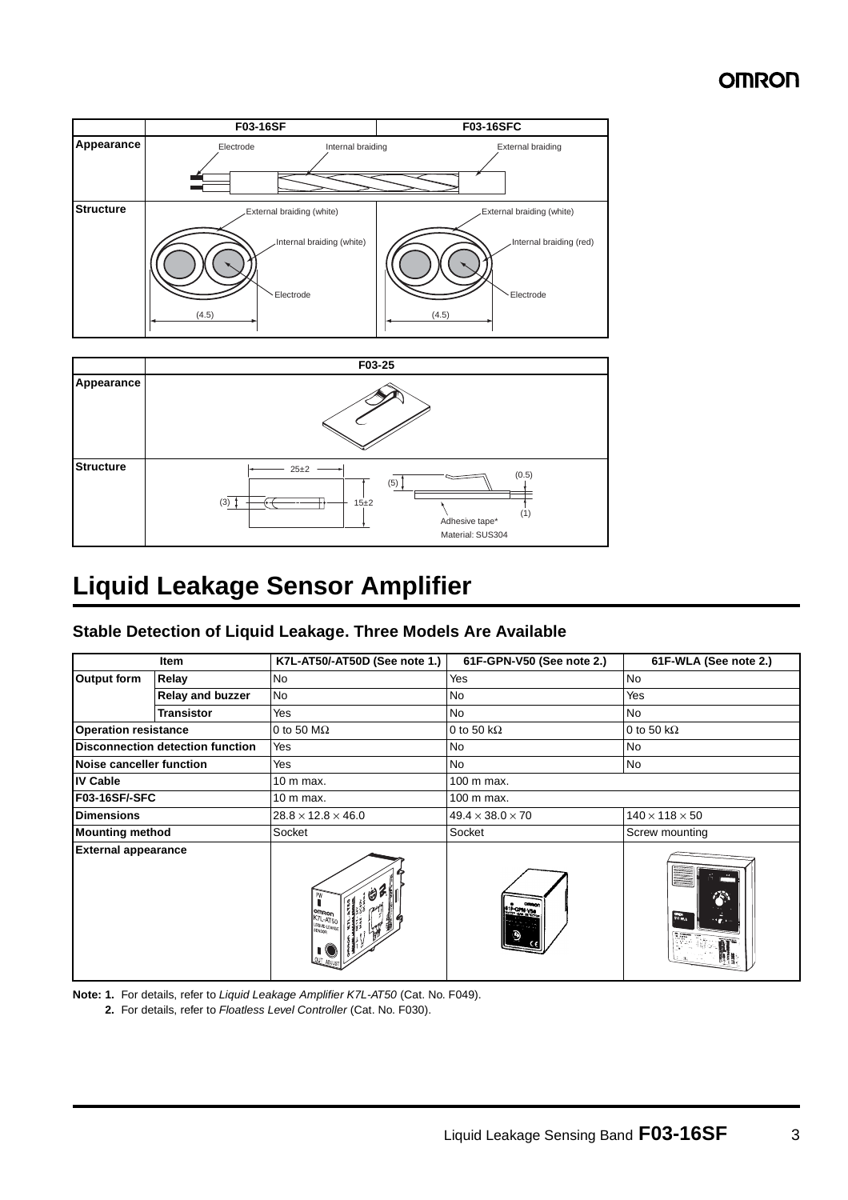| | F03-16SF | F03-16SFC |
|---|---|---|
| Appearance | Electrode, Internal braiding | External braiding |
| Structure | External braiding (white), Internal braiding (white), Electrode, (4.5) | External braiding (white), Internal braiding (red), Electrode, (4.5) |

| | F03-25 |
|---|---|
| Appearance | |
| Structure | 25±2, 15±2, (3), (5), (0.5), (1), Adhesive tape*, Material: SUS304 |

# Liquid Leakage Sensor Amplifier

## Stable Detection of Liquid Leakage. Three Models Are Available

| Item | | K7L-AT50/-AT50D (See note 1.) | 61F-GPN-V50 (See note 2.) | 61F-WLA (See note 2.) |
|---|---|---|---|---|
| Output form | Relay | No | Yes | No |
| | Relay and buzzer | No | No | Yes |
| | Transistor | Yes | No | No |
| Operation resistance | | 0 to 50 MΩ | 0 to 50 kΩ | 0 to 50 kΩ |
| Disconnection detection function | | Yes | No | No |
| Noise canceller function | | Yes | No | No |
| IV Cable | | 10 m max. | 100 m max. | |
| F03-16SF/-SFC | | 10 m max. | 100 m max. | |
| Dimensions | | $28.8 \times 12.8 \times 46.0$ | $49.4 \times 38.0 \times 70$ | $140 \times 118 \times 50$ |
| Mounting method | | Socket | Socket | Screw mounting |
| External appearance | | | | |

**Note: 1.** For details, refer to *Liquid Leakage Amplifier K7L-AT50* (Cat. No. F049).

**2.** For details, refer to *Floatless Level Controller* (Cat. No. F030).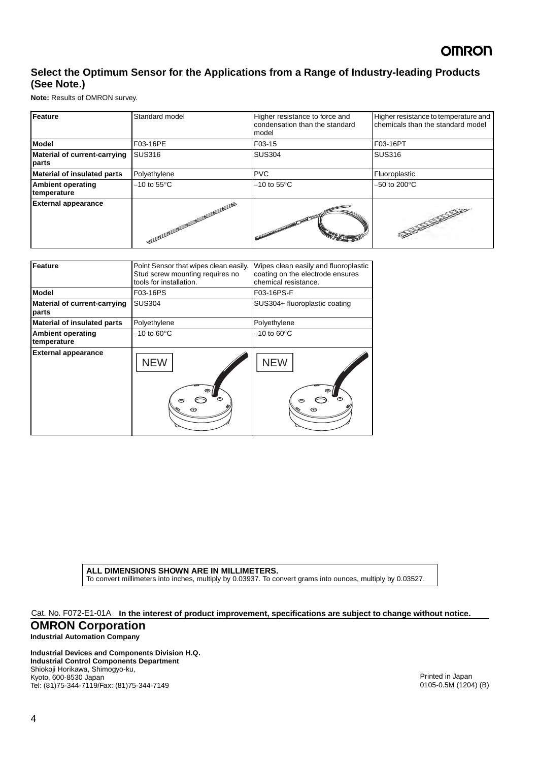### Select the Optimum Sensor for the Applications from a Range of Industry-leading Products (See Note.)

**Note:** Results of OMRON survey.

| Feature | Standard model | Higher resistance to force and condensation than the standard model | Higher resistance to temperature and chemicals than the standard model |
|---|---|---|---|
| **Model** | F03-16PE | F03-15 | F03-16PT |
| **Material of current-carrying parts** | SUS316 | SUS304 | SUS316 |
| **Material of insulated parts** | Polyethylene | PVC | Fluoroplastic |
| **Ambient operating temperature** | −10 to 55°C | −10 to 55°C | −50 to 200°C |
| **External appearance** | | | |

| Feature | Point Sensor that wipes clean easily. Stud screw mounting requires no tools for installation. | Wipes clean easily and fluoroplastic coating on the electrode ensures chemical resistance. |
|---|---|---|
| **Model** | F03-16PS | F03-16PS-F |
| **Material of current-carrying parts** | SUS304 | SUS304+ fluoroplastic coating |
| **Material of insulated parts** | Polyethylene | Polyethylene |
| **Ambient operating temperature** | −10 to 60°C | −10 to 60°C |
| **External appearance** | NEW | NEW |

**ALL DIMENSIONS SHOWN ARE IN MILLIMETERS.**
To convert millimeters into inches, multiply by 0.03937. To convert grams into ounces, multiply by 0.03527.

Cat. No. F072-E1-01A **In the interest of product improvement, specifications are subject to change without notice.**

## OMRON Corporation

**Industrial Automation Company**

**Industrial Devices and Components Division H.Q.**
**Industrial Control Components Department**
Shiokoji Horikawa, Shimogyo-ku,
Kyoto, 600-8530 Japan
Tel: (81)75-344-7119/Fax: (81)75-344-7149

Printed in Japan
0105-0.5M (1204) (B)